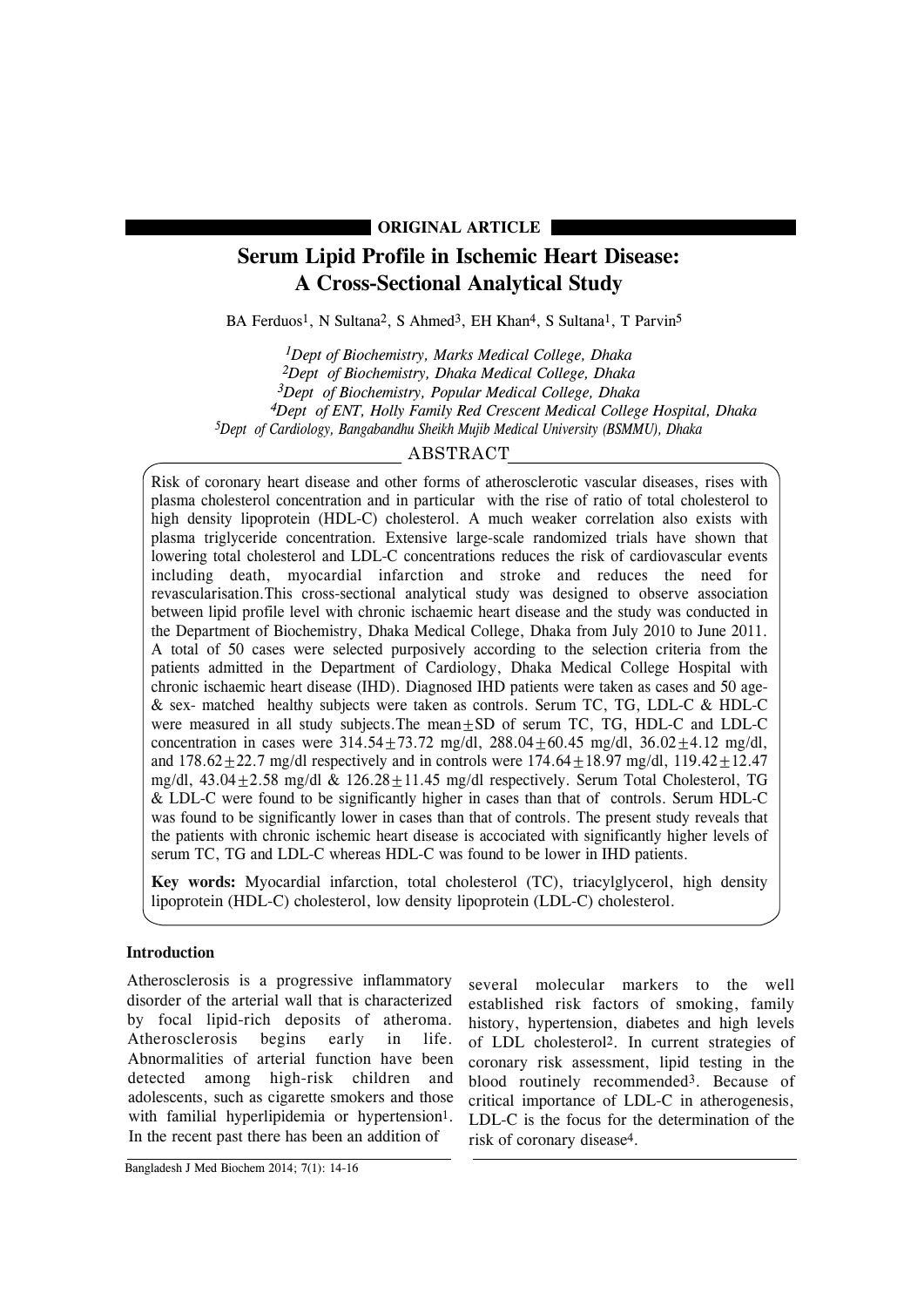**ORIGINAL ARTICLE**

# Serum Lipid Profile in Ischemic Heart Disease: A Cross-Sectional Analytical Study

BA Ferduos[1], N Sultana[2], S Ahmed[3], EH Khan[4], S Sultana[1], T Parvin[5]

*[1]Dept of Biochemistry, Marks Medical College, Dhaka*
*[2]Dept of Biochemistry, Dhaka Medical College, Dhaka*
*[3]Dept of Biochemistry, Popular Medical College, Dhaka*
*[4]Dept of ENT, Holly Family Red Crescent Medical College Hospital, Dhaka*
*[5]Dept of Cardiology, Bangabandhu Sheikh Mujib Medical University (BSMMU), Dhaka*

## ABSTRACT

Risk of coronary heart disease and other forms of atherosclerotic vascular diseases, rises with plasma cholesterol concentration and in particular with the rise of ratio of total cholesterol to high density lipoprotein (HDL-C) cholesterol. A much weaker correlation also exists with plasma triglyceride concentration. Extensive large-scale randomized trials have shown that lowering total cholesterol and LDL-C concentrations reduces the risk of cardiovascular events including death, myocardial infarction and stroke and reduces the need for revascularisation.This cross-sectional analytical study was designed to observe association between lipid profile level with chronic ischaemic heart disease and the study was conducted in the Department of Biochemistry, Dhaka Medical College, Dhaka from July 2010 to June 2011. A total of 50 cases were selected purposively according to the selection criteria from the patients admitted in the Department of Cardiology, Dhaka Medical College Hospital with chronic ischaemic heart disease (IHD). Diagnosed IHD patients were taken as cases and 50 age- & sex- matched healthy subjects were taken as controls. Serum TC, TG, LDL-C & HDL-C were measured in all study subjects.The mean$\pm$SD of serum TC, TG, HDL-C and LDL-C concentration in cases were $314.54\pm73.72$ mg/dl, $288.04\pm60.45$ mg/dl, $36.02\pm4.12$ mg/dl, and $178.62\pm22.7$ mg/dl respectively and in controls were $174.64\pm18.97$ mg/dl, $119.42\pm12.47$ mg/dl, $43.04\pm2.58$ mg/dl & $126.28\pm11.45$ mg/dl respectively. Serum Total Cholesterol, TG & LDL-C were found to be significantly higher in cases than that of controls. Serum HDL-C was found to be significantly lower in cases than that of controls. The present study reveals that the patients with chronic ischemic heart disease is accociated with significantly higher levels of serum TC, TG and LDL-C whereas HDL-C was found to be lower in IHD patients.

**Key words:** Myocardial infarction, total cholesterol (TC), triacylglycerol, high density lipoprotein (HDL-C) cholesterol, low density lipoprotein (LDL-C) cholesterol.

## Introduction

Atherosclerosis is a progressive inflammatory disorder of the arterial wall that is characterized by focal lipid-rich deposits of atheroma. Atherosclerosis begins early in life. Abnormalities of arterial function have been detected among high-risk children and adolescents, such as cigarette smokers and those with familial hyperlipidemia or hypertension[1]. In the recent past there has been an addition of several molecular markers to the well established risk factors of smoking, family history, hypertension, diabetes and high levels of LDL cholesterol[2]. In current strategies of coronary risk assessment, lipid testing in the blood routinely recommended[3]. Because of critical importance of LDL-C in atherogenesis, LDL-C is the focus for the determination of the risk of coronary disease[4].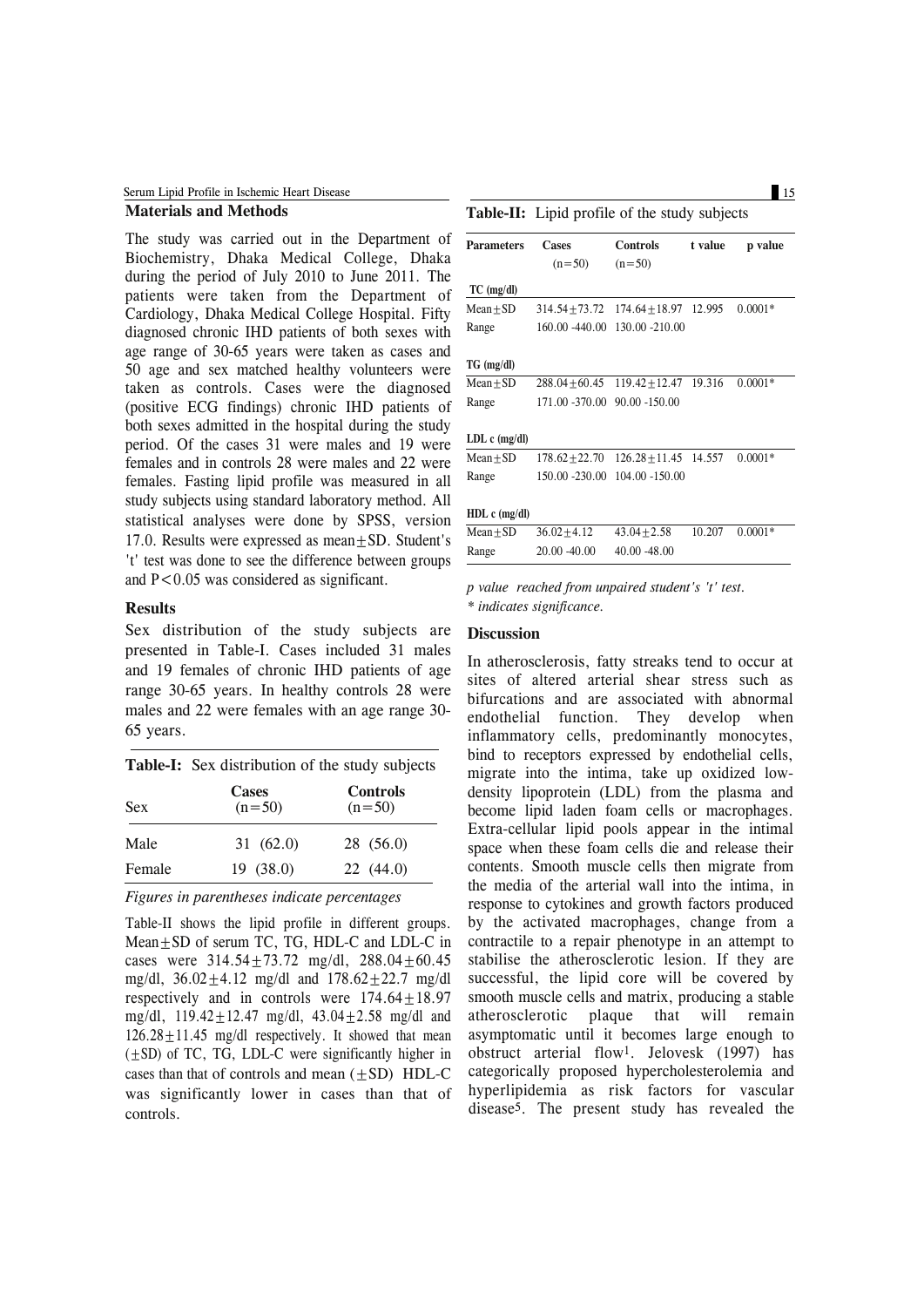## Materials and Methods

The study was carried out in the Department of Biochemistry, Dhaka Medical College, Dhaka during the period of July 2010 to June 2011. The patients were taken from the Department of Cardiology, Dhaka Medical College Hospital. Fifty diagnosed chronic IHD patients of both sexes with age range of 30-65 years were taken as cases and 50 age and sex matched healthy volunteers were taken as controls. Cases were the diagnosed (positive ECG findings) chronic IHD patients of both sexes admitted in the hospital during the study period. Of the cases 31 were males and 19 were females and in controls 28 were males and 22 were females. Fasting lipid profile was measured in all study subjects using standard laboratory method. All statistical analyses were done by SPSS, version 17.0. Results were expressed as mean±SD. Student's 't' test was done to see the difference between groups and $P<0.05$ was considered as significant.

## Results

Sex distribution of the study subjects are presented in Table-I. Cases included 31 males and 19 females of chronic IHD patients of age range 30-65 years. In healthy controls 28 were males and 22 were females with an age range 30-65 years.

**Table-I:** Sex distribution of the study subjects

| Sex | Cases (n=50) | Controls (n=50) |
|---|---|---|
| Male | 31 (62.0) | 28 (56.0) |
| Female | 19 (38.0) | 22 (44.0) |

*Figures in parentheses indicate percentages*

Table-II shows the lipid profile in different groups. Mean±SD of serum TC, TG, HDL-C and LDL-C in cases were 314.54±73.72 mg/dl, 288.04±60.45 mg/dl, 36.02±4.12 mg/dl and 178.62±22.7 mg/dl respectively and in controls were 174.64±18.97 mg/dl, 119.42±12.47 mg/dl, 43.04±2.58 mg/dl and 126.28±11.45 mg/dl respectively. It showed that mean (±SD) of TC, TG, LDL-C were significantly higher in cases than that of controls and mean (±SD) HDL-C was significantly lower in cases than that of controls.

**Table-II:** Lipid profile of the study subjects

| Parameters | Cases (n=50) | Controls (n=50) | t value | p value |
|---|---|---|---|---|
| **TC (mg/dl)** | | | | |
| Mean±SD | 314.54±73.72 | 174.64±18.97 | 12.995 | 0.0001* |
| Range | 160.00 -440.00 | 130.00 -210.00 | | |
| **TG (mg/dl)** | | | | |
| Mean±SD | 288.04±60.45 | 119.42±12.47 | 19.316 | 0.0001* |
| Range | 171.00 -370.00 | 90.00 -150.00 | | |
| **LDL c (mg/dl)** | | | | |
| Mean±SD | 178.62±22.70 | 126.28±11.45 | 14.557 | 0.0001* |
| Range | 150.00 -230.00 | 104.00 -150.00 | | |
| **HDL c (mg/dl)** | | | | |
| Mean±SD | 36.02±4.12 | 43.04±2.58 | 10.207 | 0.0001* |
| Range | 20.00 -40.00 | 40.00 -48.00 | | |

*p value reached from unpaired student's 't' test.*
*\* indicates significance.*

## Discussion

In atherosclerosis, fatty streaks tend to occur at sites of altered arterial shear stress such as bifurcations and are associated with abnormal endothelial function. They develop when inflammatory cells, predominantly monocytes, bind to receptors expressed by endothelial cells, migrate into the intima, take up oxidized low-density lipoprotein (LDL) from the plasma and become lipid laden foam cells or macrophages. Extra-cellular lipid pools appear in the intimal space when these foam cells die and release their contents. Smooth muscle cells then migrate from the media of the arterial wall into the intima, in response to cytokines and growth factors produced by the activated macrophages, change from a contractile to a repair phenotype in an attempt to stabilise the atherosclerotic lesion. If they are successful, the lipid core will be covered by smooth muscle cells and matrix, producing a stable atherosclerotic plaque that will remain asymptomatic until it becomes large enough to obstruct arterial flow[1]. Jelovesk (1997) has categorically proposed hypercholesterolemia and hyperlipidemia as risk factors for vascular disease[5]. The present study has revealed the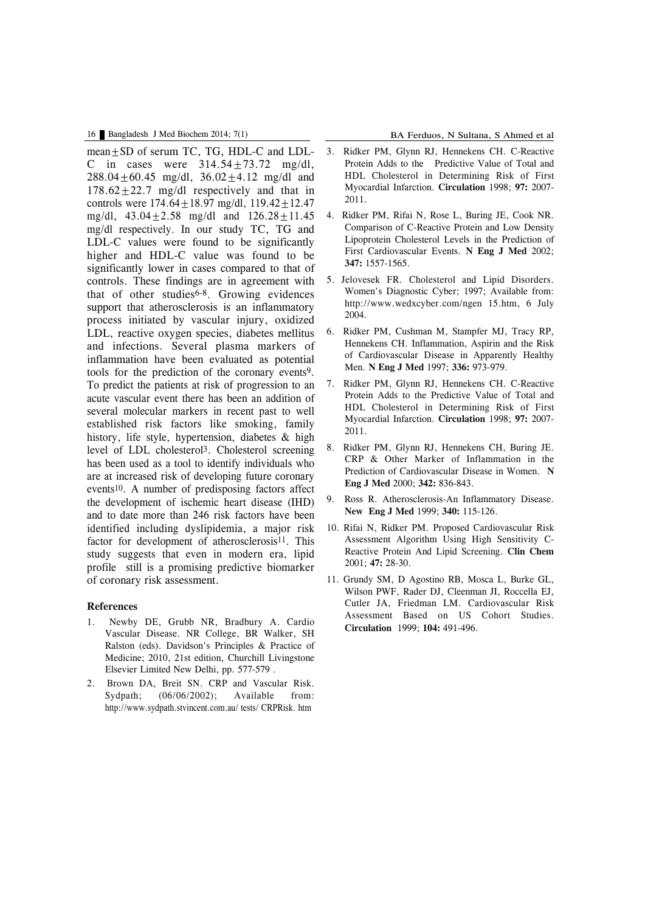mean$\pm$SD of serum TC, TG, HDL-C and LDL-C in cases were 314.54$\pm$73.72 mg/dl, 288.04$\pm$60.45 mg/dl, 36.02$\pm$4.12 mg/dl and 178.62$\pm$22.7 mg/dl respectively and that in controls were 174.64$\pm$18.97 mg/dl, 119.42$\pm$12.47 mg/dl, 43.04$\pm$2.58 mg/dl and 126.28$\pm$11.45 mg/dl respectively. In our study TC, TG and LDL-C values were found to be significantly higher and HDL-C value was found to be significantly lower in cases compared to that of controls. These findings are in agreement with that of other studies[6-8]. Growing evidences support that atherosclerosis is an inflammatory process initiated by vascular injury, oxidized LDL, reactive oxygen species, diabetes mellitus and infections. Several plasma markers of inflammation have been evaluated as potential tools for the prediction of the coronary events[9]. To predict the patients at risk of progression to an acute vascular event there has been an addition of several molecular markers in recent past to well established risk factors like smoking, family history, life style, hypertension, diabetes & high level of LDL cholesterol[3]. Cholesterol screening has been used as a tool to identify individuals who are at increased risk of developing future coronary events[10]. A number of predisposing factors affect the development of ischemic heart disease (IHD) and to date more than 246 risk factors have been identified including dyslipidemia, a major risk factor for development of atherosclerosis[11]. This study suggests that even in modern era, lipid profile still is a promising predictive biomarker of coronary risk assessment.

### References

1. Newby DE, Grubb NR, Bradbury A. Cardio Vascular Disease. NR College, BR Walker, SH Ralston (eds). Davidson's Principles & Practice of Medicine; 2010, 21st edition, Churchill Livingstone Elsevier Limited New Delhi, pp. 577-579 .
2. Brown DA, Breit SN. CRP and Vascular Risk. Sydpath; (06/06/2002); Available from: http://www.sydpath.stvincent.com.au/ tests/ CRPRisk. htm
3. Ridker PM, Glynn RJ, Hennekens CH. C-Reactive Protein Adds to the Predictive Value of Total and HDL Cholesterol in Determining Risk of First Myocardial Infarction. **Circulation** 1998; **97:** 2007-2011.
4. Ridker PM, Rifai N, Rose L, Buring JE, Cook NR. Comparison of C-Reactive Protein and Low Density Lipoprotein Cholesterol Levels in the Prediction of First Cardiovascular Events. **N Eng J Med** 2002; **347:** 1557-1565.
5. Jelovesek FR. Cholesterol and Lipid Disorders. Women's Diagnostic Cyber; 1997; Available from: http://www.wedxcyber.com/ngen 15.htm, 6 July 2004.
6. Ridker PM, Cushman M, Stampfer MJ, Tracy RP, Hennekens CH. Inflammation, Aspirin and the Risk of Cardiovascular Disease in Apparently Healthy Men. **N Eng J Med** 1997; **336:** 973-979.
7. Ridker PM, Glynn RJ, Hennekens CH. C-Reactive Protein Adds to the Predictive Value of Total and HDL Cholesterol in Determining Risk of First Myocardial Infarction. **Circulation** 1998; **97:** 2007-2011.
8. Ridker PM, Glynn RJ, Hennekens CH, Buring JE. CRP & Other Marker of Inflammation in the Prediction of Cardiovascular Disease in Women. **N Eng J Med** 2000; **342:** 836-843.
9. Ross R. Atherosclerosis-An Inflammatory Disease. **New Eng J Med** 1999; **340:** 115-126.
10. Rifai N, Ridker PM. Proposed Cardiovascular Risk Assessment Algorithm Using High Sensitivity C-Reactive Protein And Lipid Screening. **Clin Chem** 2001; **47:** 28-30.
11. Grundy SM, D Agostino RB, Mosca L, Burke GL, Wilson PWF, Rader DJ, Cleenman JI, Roccella EJ, Cutler JA, Friedman LM. Cardiovascular Risk Assessment Based on US Cohort Studies. **Circulation** 1999; **104:** 491-496.